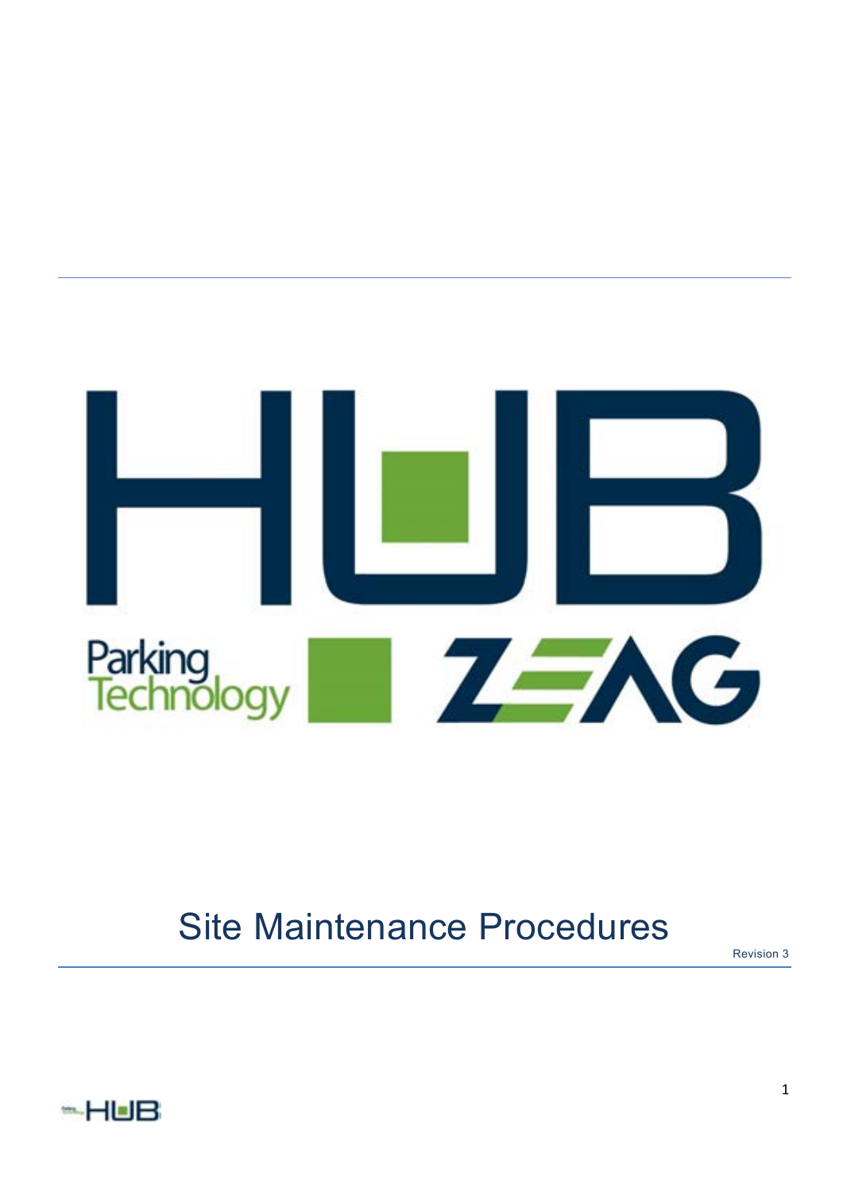# Site Maintenance Procedures

Revision 3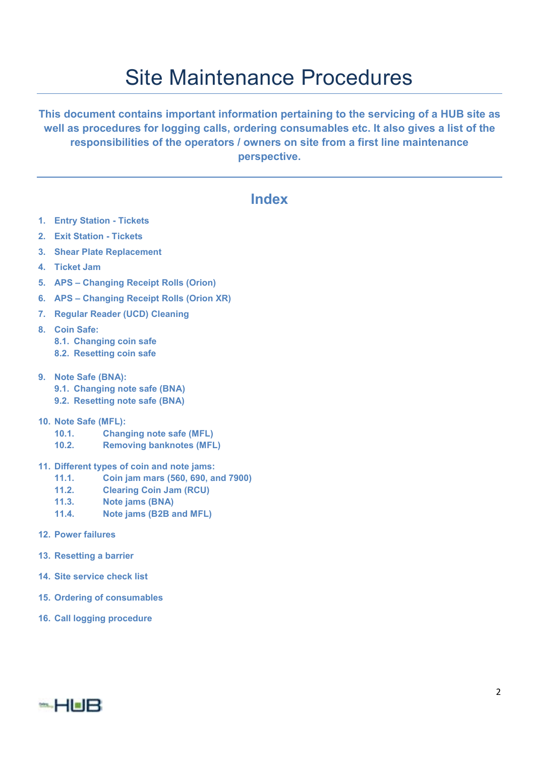# Site Maintenance Procedures

**This document contains important information pertaining to the servicing of a HUB site as well as procedures for logging calls, ordering consumables etc. It also gives a list of the responsibilities of the operators / owners on site from a first line maintenance perspective.**

## Index

1. **Entry Station - Tickets**
2. **Exit Station - Tickets**
3. **Shear Plate Replacement**
4. **Ticket Jam**
5. **APS – Changing Receipt Rolls (Orion)**
6. **APS – Changing Receipt Rolls (Orion XR)**
7. **Regular Reader (UCD) Cleaning**
8. **Coin Safe:**
   - **8.1. Changing coin safe**
   - **8.2. Resetting coin safe**
9. **Note Safe (BNA):**
   - **9.1. Changing note safe (BNA)**
   - **9.2. Resetting note safe (BNA)**
10. **Note Safe (MFL):**
    - **10.1. Changing note safe (MFL)**
    - **10.2. Removing banknotes (MFL)**
11. **Different types of coin and note jams:**
    - **11.1. Coin jam mars (560, 690, and 7900)**
    - **11.2. Clearing Coin Jam (RCU)**
    - **11.3. Note jams (BNA)**
    - **11.4. Note jams (B2B and MFL)**
12. **Power failures**
13. **Resetting a barrier**
14. **Site service check list**
15. **Ordering of consumables**
16. **Call logging procedure**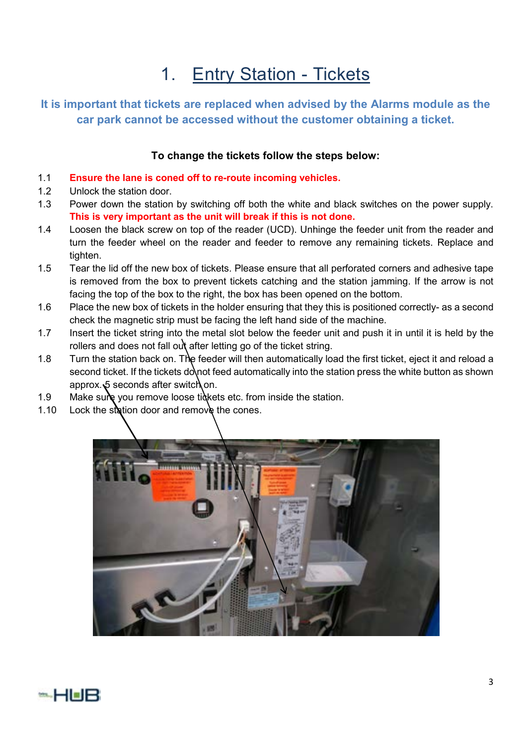# 1. Entry Station - Tickets

**It is important that tickets are replaced when advised by the Alarms module as the car park cannot be accessed without the customer obtaining a ticket.**

**To change the tickets follow the steps below:**

1.1 **Ensure the lane is coned off to re-route incoming vehicles.**

1.2 Unlock the station door.

1.3 Power down the station by switching off both the white and black switches on the power supply. **This is very important as the unit will break if this is not done.**

1.4 Loosen the black screw on top of the reader (UCD). Unhinge the feeder unit from the reader and turn the feeder wheel on the reader and feeder to remove any remaining tickets. Replace and tighten.

1.5 Tear the lid off the new box of tickets. Please ensure that all perforated corners and adhesive tape is removed from the box to prevent tickets catching and the station jamming. If the arrow is not facing the top of the box to the right, the box has been opened on the bottom.

1.6 Place the new box of tickets in the holder ensuring that they this is positioned correctly- as a second check the magnetic strip must be facing the left hand side of the machine.

1.7 Insert the ticket string into the metal slot below the feeder unit and push it in until it is held by the rollers and does not fall out after letting go of the ticket string.

1.8 Turn the station back on. The feeder will then automatically load the first ticket, eject it and reload a second ticket. If the tickets do not feed automatically into the station press the white button as shown approx. 5 seconds after switch on.

1.9 Make sure you remove loose tickets etc. from inside the station.

1.10 Lock the station door and remove the cones.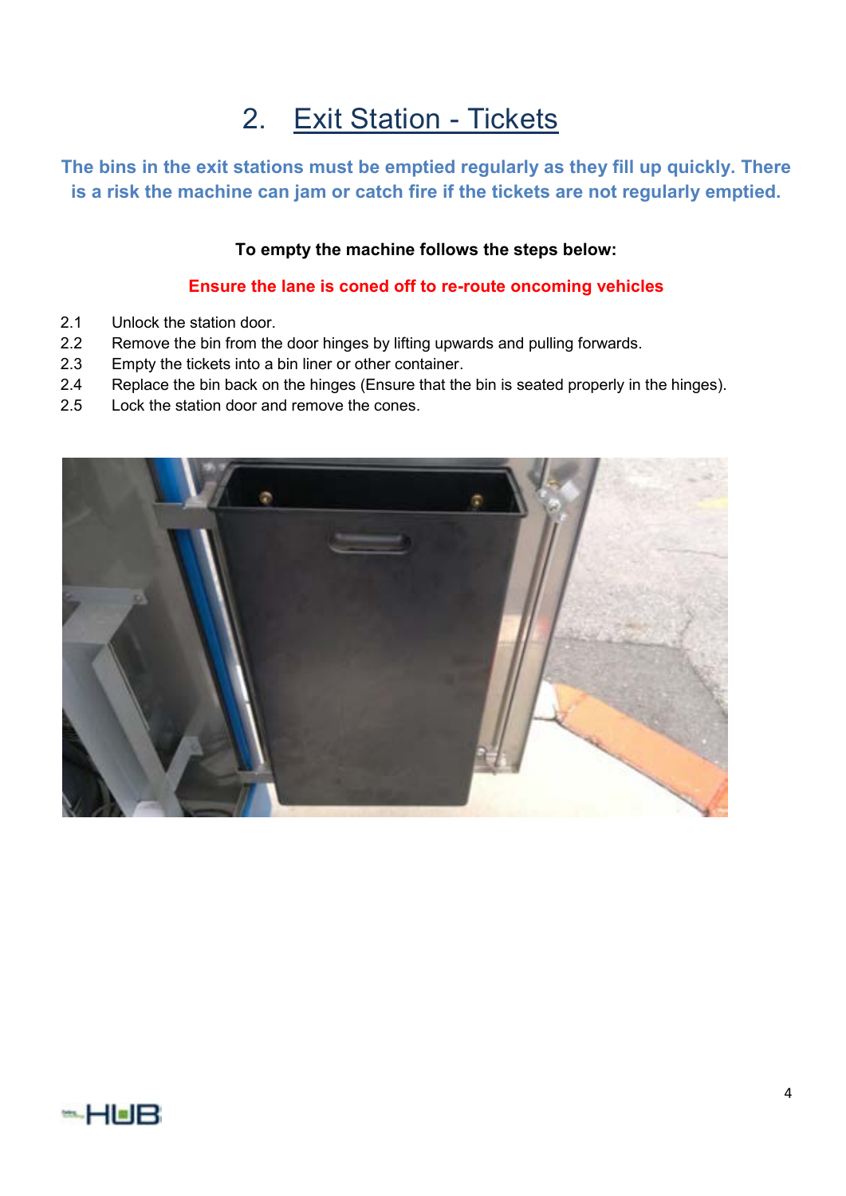## 2. Exit Station - Tickets

**The bins in the exit stations must be emptied regularly as they fill up quickly. There is a risk the machine can jam or catch fire if the tickets are not regularly emptied.**

**To empty the machine follows the steps below:**

**Ensure the lane is coned off to re-route oncoming vehicles**

2.1 Unlock the station door.
2.2 Remove the bin from the door hinges by lifting upwards and pulling forwards.
2.3 Empty the tickets into a bin liner or other container.
2.4 Replace the bin back on the hinges (Ensure that the bin is seated properly in the hinges).
2.5 Lock the station door and remove the cones.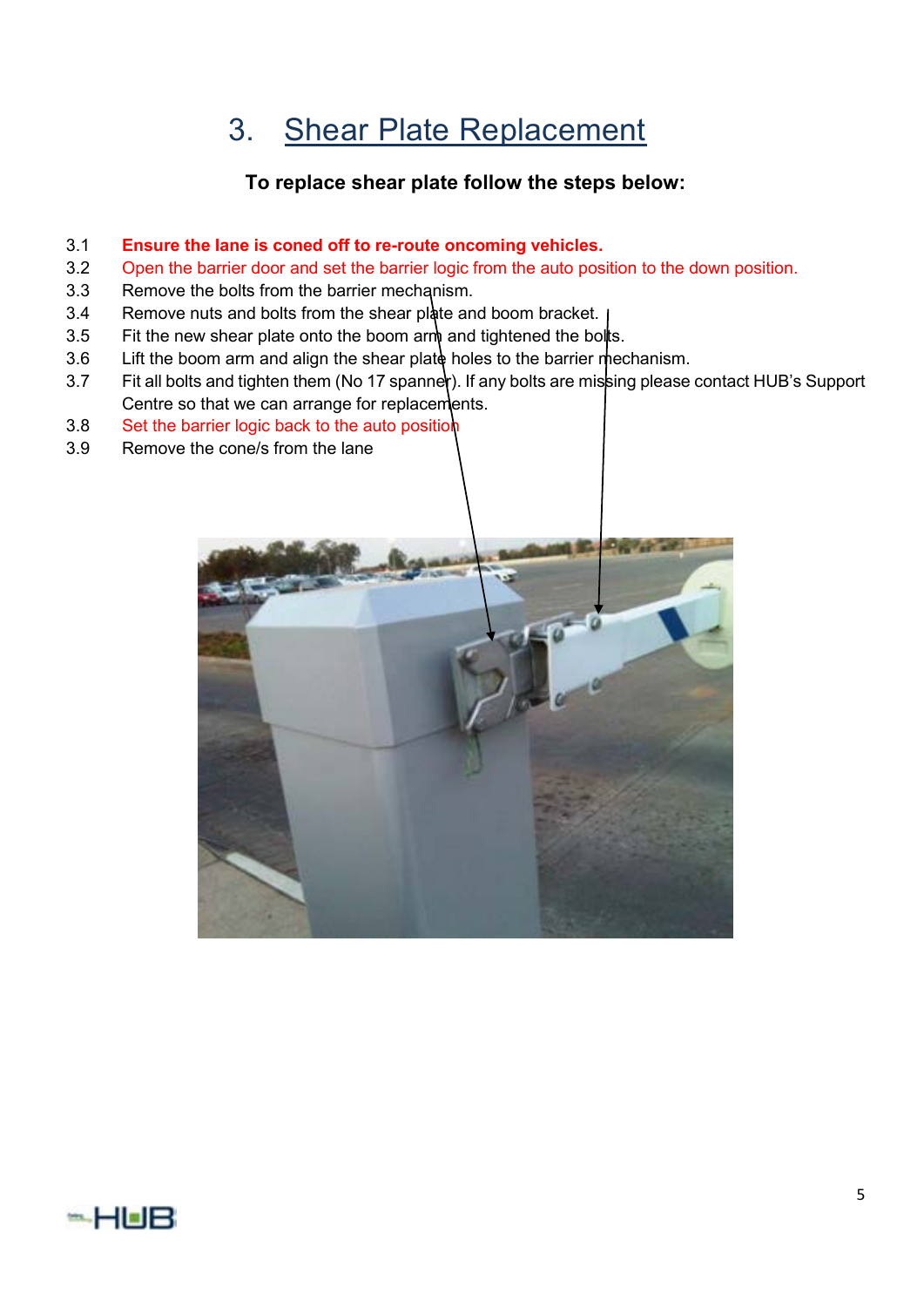# 3. Shear Plate Replacement

**To replace shear plate follow the steps below:**

3.1 **Ensure the lane is coned off to re-route oncoming vehicles.**

3.2 Open the barrier door and set the barrier logic from the auto position to the down position.

3.3 Remove the bolts from the barrier mechanism.

3.4 Remove nuts and bolts from the shear plate and boom bracket.

3.5 Fit the new shear plate onto the boom arm and tightened the bolts.

3.6 Lift the boom arm and align the shear plate holes to the barrier mechanism.

3.7 Fit all bolts and tighten them (No 17 spanner). If any bolts are missing please contact HUB's Support Centre so that we can arrange for replacements.

3.8 Set the barrier logic back to the auto position

3.9 Remove the cone/s from the lane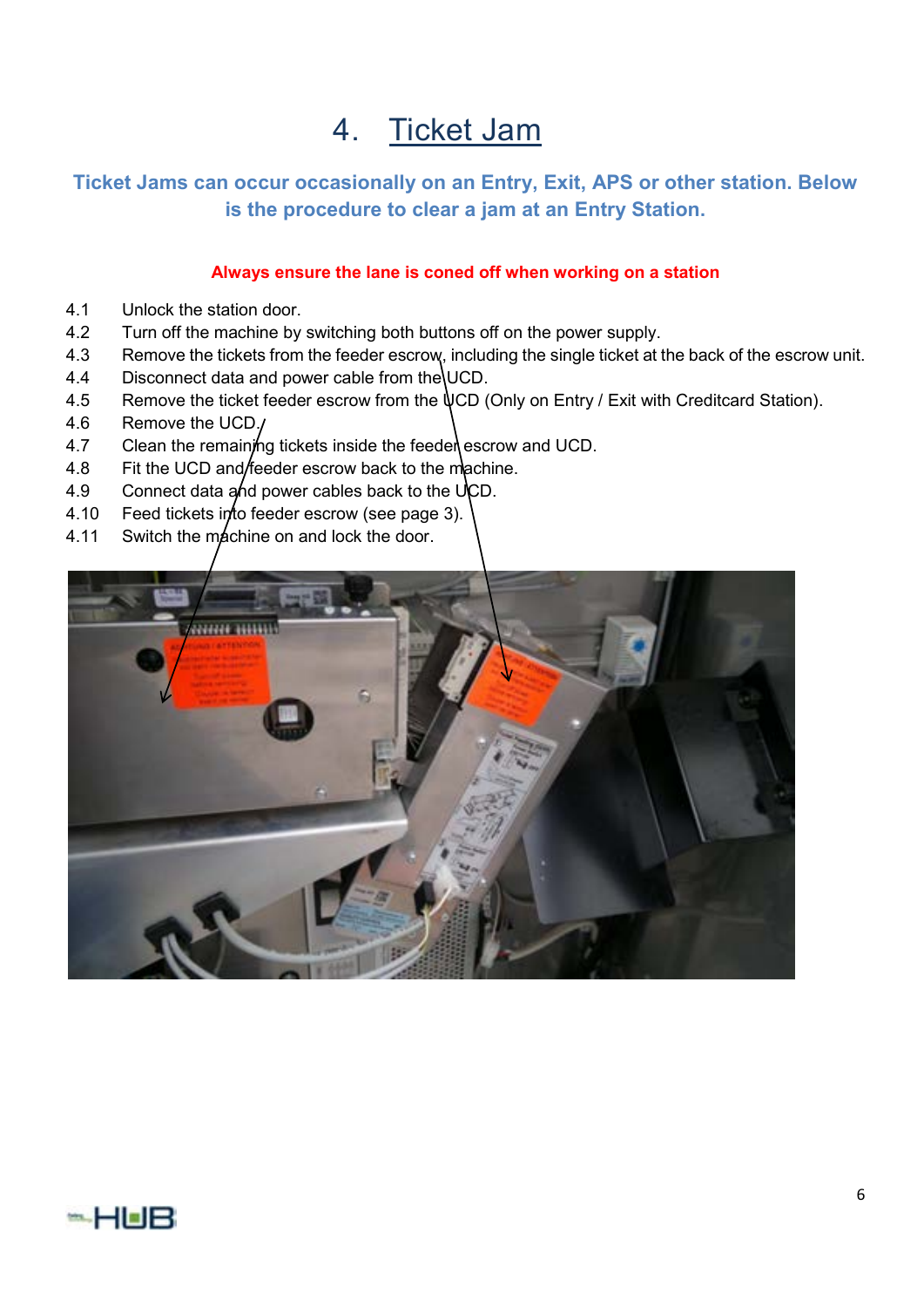# 4. Ticket Jam

**Ticket Jams can occur occasionally on an Entry, Exit, APS or other station. Below is the procedure to clear a jam at an Entry Station.**

**Always ensure the lane is coned off when working on a station**

4.1 Unlock the station door.
4.2 Turn off the machine by switching both buttons off on the power supply.
4.3 Remove the tickets from the feeder escrow, including the single ticket at the back of the escrow unit.
4.4 Disconnect data and power cable from the UCD.
4.5 Remove the ticket feeder escrow from the UCD (Only on Entry / Exit with Creditcard Station).
4.6 Remove the UCD.
4.7 Clean the remaining tickets inside the feeder escrow and UCD.
4.8 Fit the UCD and feeder escrow back to the machine.
4.9 Connect data and power cables back to the UCD.
4.10 Feed tickets into feeder escrow (see page 3).
4.11 Switch the machine on and lock the door.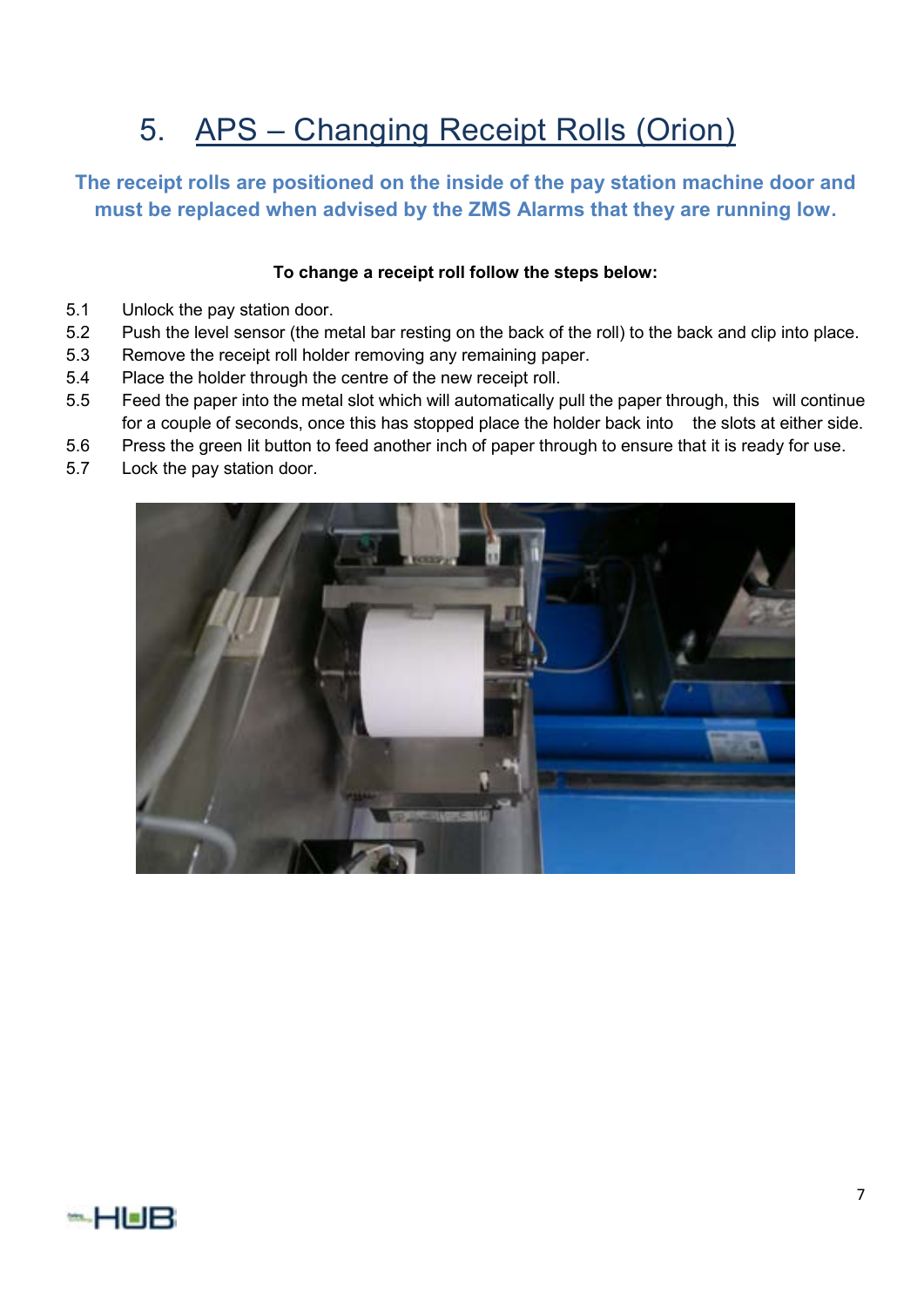# 5. APS – Changing Receipt Rolls (Orion)

**The receipt rolls are positioned on the inside of the pay station machine door and must be replaced when advised by the ZMS Alarms that they are running low.**

**To change a receipt roll follow the steps below:**

5.1 Unlock the pay station door.
5.2 Push the level sensor (the metal bar resting on the back of the roll) to the back and clip into place.
5.3 Remove the receipt roll holder removing any remaining paper.
5.4 Place the holder through the centre of the new receipt roll.
5.5 Feed the paper into the metal slot which will automatically pull the paper through, this will continue for a couple of seconds, once this has stopped place the holder back into the slots at either side.
5.6 Press the green lit button to feed another inch of paper through to ensure that it is ready for use.
5.7 Lock the pay station door.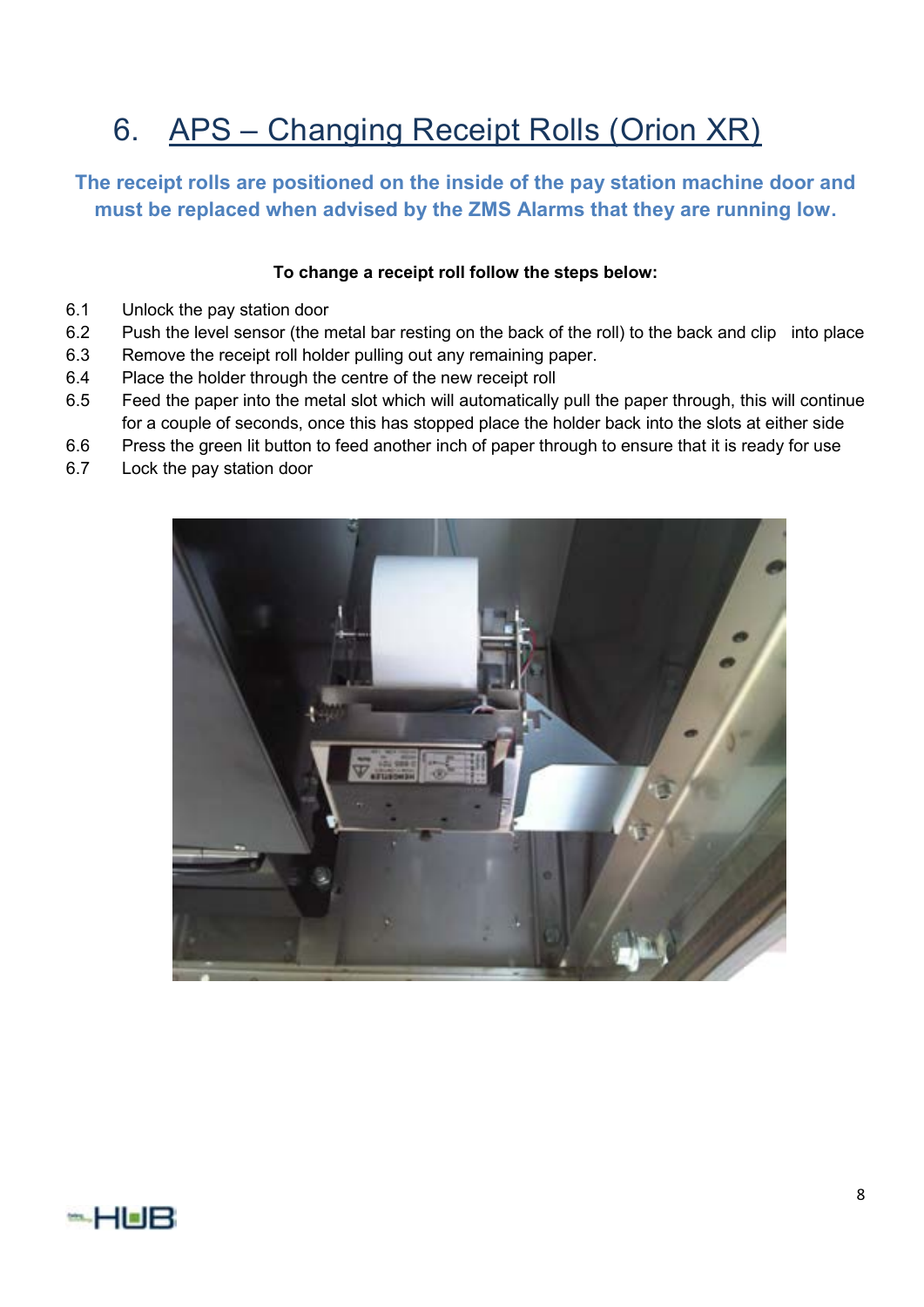# 6. APS – Changing Receipt Rolls (Orion XR)

**The receipt rolls are positioned on the inside of the pay station machine door and must be replaced when advised by the ZMS Alarms that they are running low.**

**To change a receipt roll follow the steps below:**

6.1 Unlock the pay station door

6.2 Push the level sensor (the metal bar resting on the back of the roll) to the back and clip into place

6.3 Remove the receipt roll holder pulling out any remaining paper.

6.4 Place the holder through the centre of the new receipt roll

6.5 Feed the paper into the metal slot which will automatically pull the paper through, this will continue for a couple of seconds, once this has stopped place the holder back into the slots at either side

6.6 Press the green lit button to feed another inch of paper through to ensure that it is ready for use

6.7 Lock the pay station door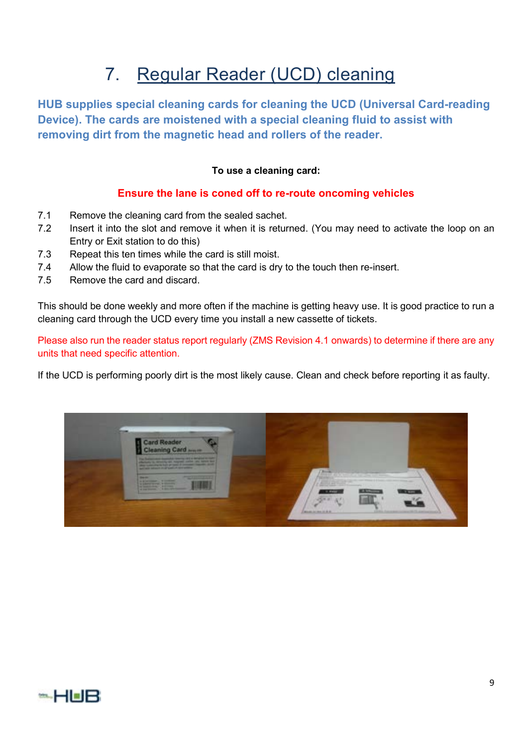# 7. Regular Reader (UCD) cleaning

**HUB supplies special cleaning cards for cleaning the UCD (Universal Card-reading Device). The cards are moistened with a special cleaning fluid to assist with removing dirt from the magnetic head and rollers of the reader.**

**To use a cleaning card:**

**Ensure the lane is coned off to re-route oncoming vehicles**

7.1 Remove the cleaning card from the sealed sachet.
7.2 Insert it into the slot and remove it when it is returned. (You may need to activate the loop on an Entry or Exit station to do this)
7.3 Repeat this ten times while the card is still moist.
7.4 Allow the fluid to evaporate so that the card is dry to the touch then re-insert.
7.5 Remove the card and discard.

This should be done weekly and more often if the machine is getting heavy use. It is good practice to run a cleaning card through the UCD every time you install a new cassette of tickets.

Please also run the reader status report regularly (ZMS Revision 4.1 onwards) to determine if there are any units that need specific attention.

If the UCD is performing poorly dirt is the most likely cause. Clean and check before reporting it as faulty.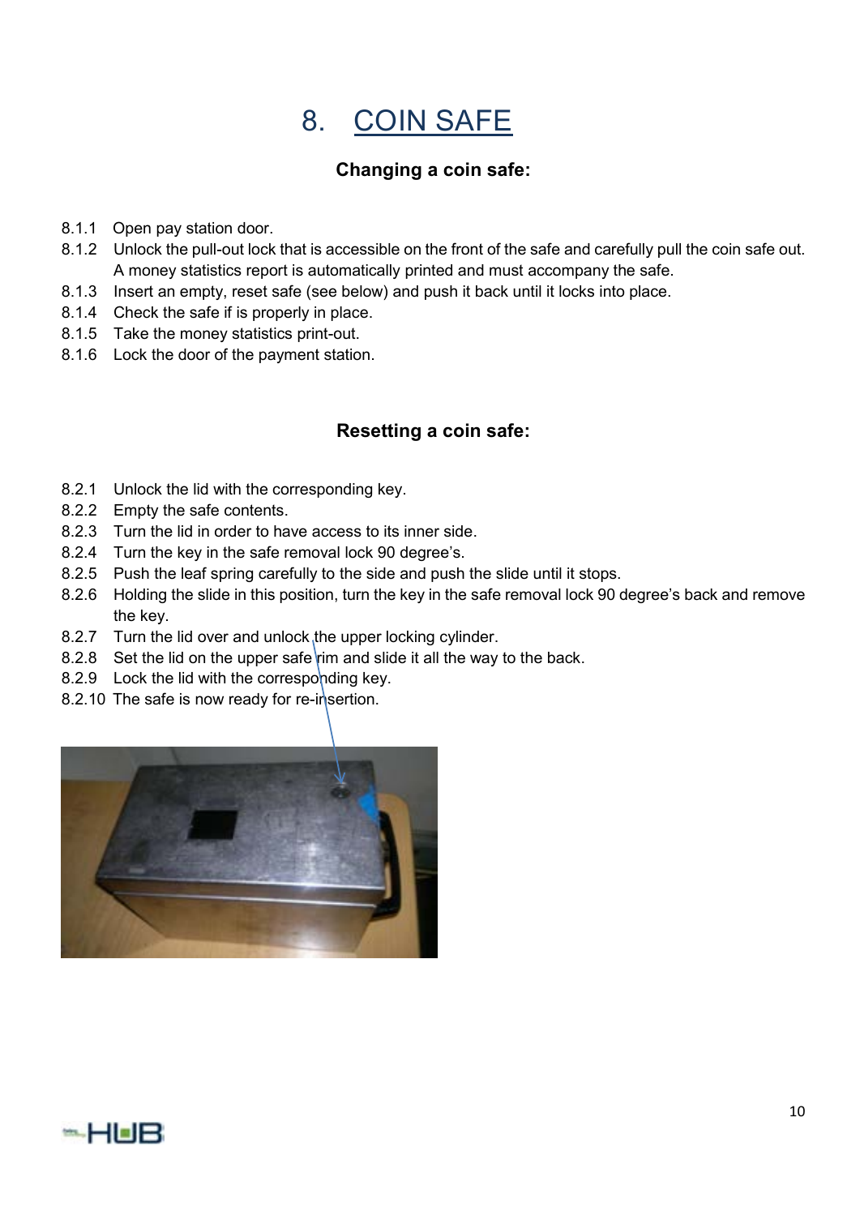# 8. COIN SAFE

### Changing a coin safe:

8.1.1 Open pay station door.

8.1.2 Unlock the pull-out lock that is accessible on the front of the safe and carefully pull the coin safe out. A money statistics report is automatically printed and must accompany the safe.

8.1.3 Insert an empty, reset safe (see below) and push it back until it locks into place.

8.1.4 Check the safe if is properly in place.

8.1.5 Take the money statistics print-out.

8.1.6 Lock the door of the payment station.

### Resetting a coin safe:

8.2.1 Unlock the lid with the corresponding key.

8.2.2 Empty the safe contents.

8.2.3 Turn the lid in order to have access to its inner side.

8.2.4 Turn the key in the safe removal lock 90 degree's.

8.2.5 Push the leaf spring carefully to the side and push the slide until it stops.

8.2.6 Holding the slide in this position, turn the key in the safe removal lock 90 degree's back and remove the key.

8.2.7 Turn the lid over and unlock the upper locking cylinder.

8.2.8 Set the lid on the upper safe rim and slide it all the way to the back.

8.2.9 Lock the lid with the corresponding key.

8.2.10 The safe is now ready for re-insertion.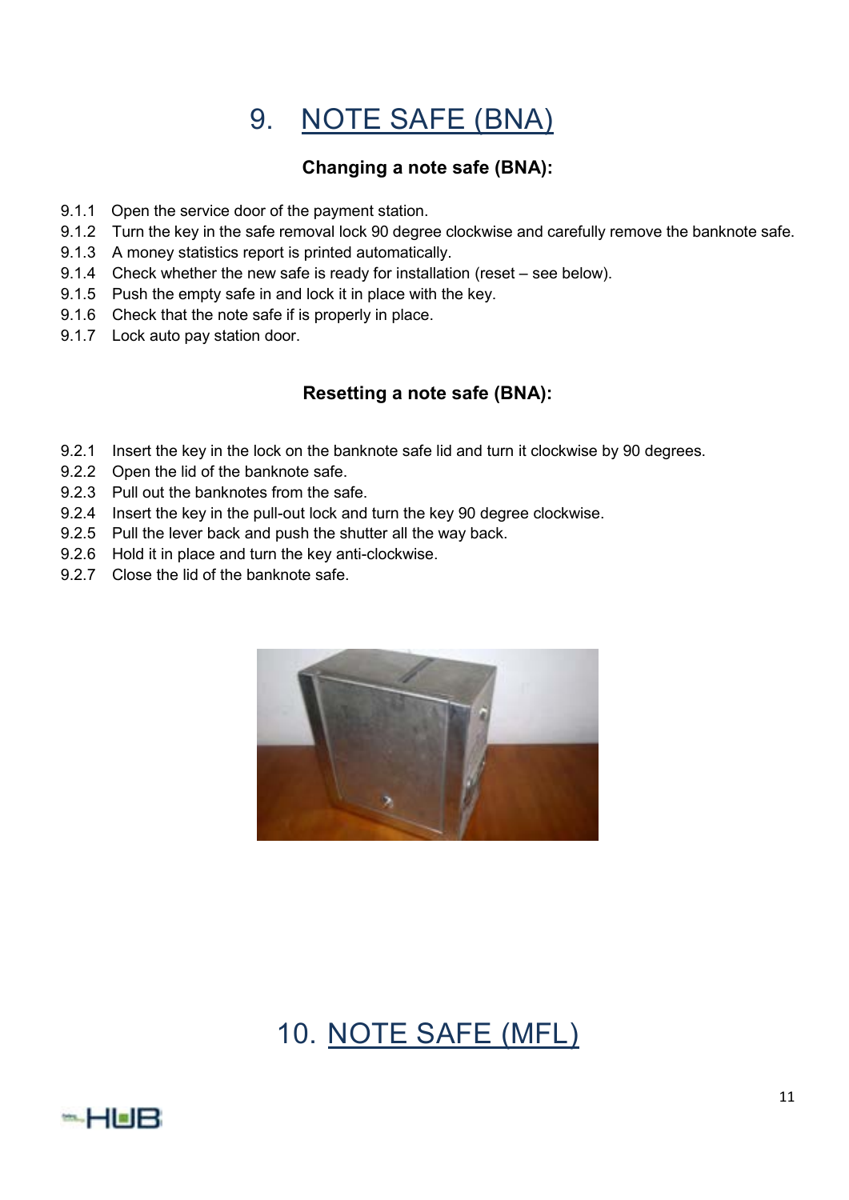# 9. NOTE SAFE (BNA)

### Changing a note safe (BNA):

9.1.1 Open the service door of the payment station.
9.1.2 Turn the key in the safe removal lock 90 degree clockwise and carefully remove the banknote safe.
9.1.3 A money statistics report is printed automatically.
9.1.4 Check whether the new safe is ready for installation (reset – see below).
9.1.5 Push the empty safe in and lock it in place with the key.
9.1.6 Check that the note safe if is properly in place.
9.1.7 Lock auto pay station door.

### Resetting a note safe (BNA):

9.2.1 Insert the key in the lock on the banknote safe lid and turn it clockwise by 90 degrees.
9.2.2 Open the lid of the banknote safe.
9.2.3 Pull out the banknotes from the safe.
9.2.4 Insert the key in the pull-out lock and turn the key 90 degree clockwise.
9.2.5 Pull the lever back and push the shutter all the way back.
9.2.6 Hold it in place and turn the key anti-clockwise.
9.2.7 Close the lid of the banknote safe.

# 10. NOTE SAFE (MFL)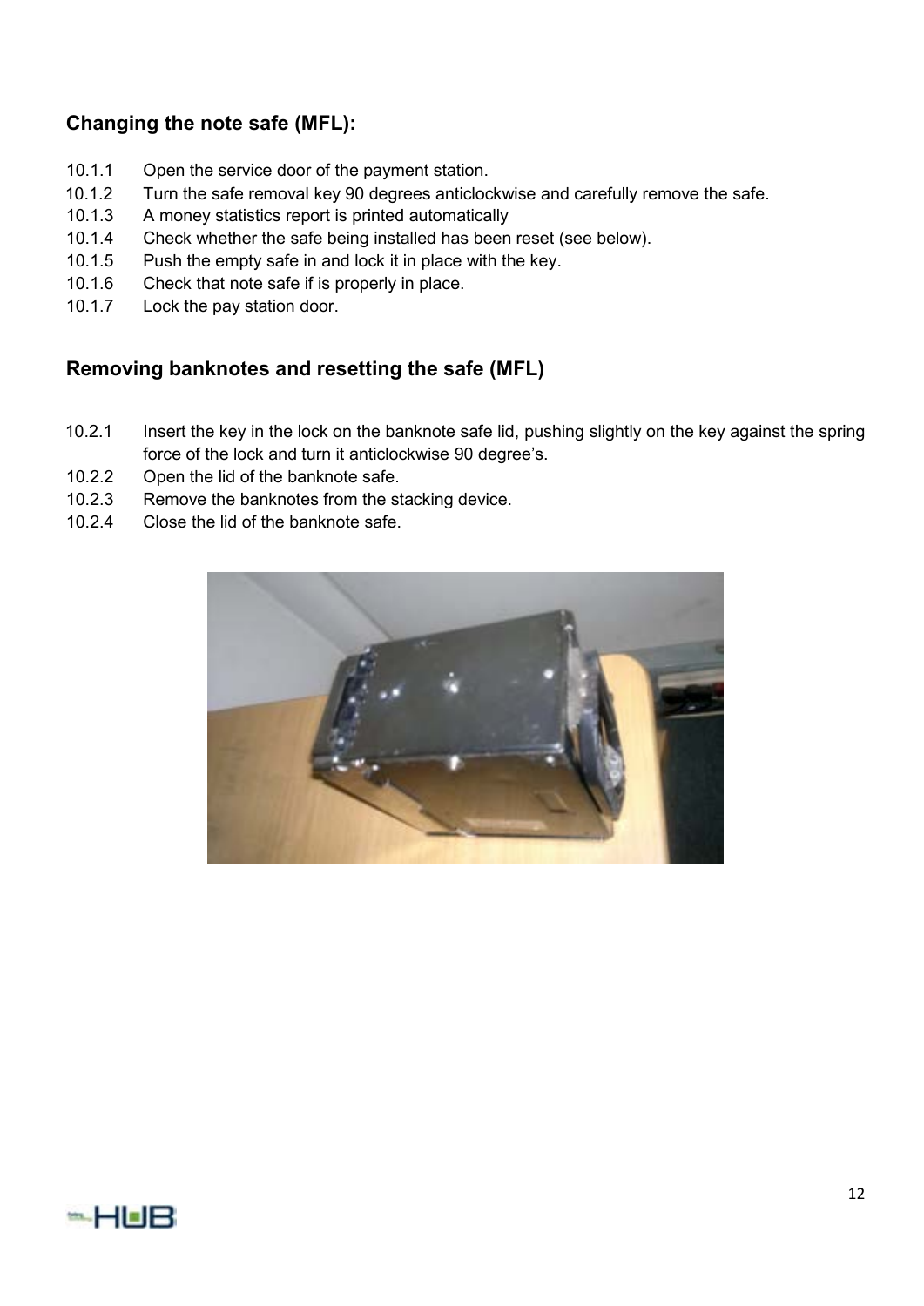## Changing the note safe (MFL):

10.1.1 Open the service door of the payment station.
10.1.2 Turn the safe removal key 90 degrees anticlockwise and carefully remove the safe.
10.1.3 A money statistics report is printed automatically
10.1.4 Check whether the safe being installed has been reset (see below).
10.1.5 Push the empty safe in and lock it in place with the key.
10.1.6 Check that note safe if is properly in place.
10.1.7 Lock the pay station door.

## Removing banknotes and resetting the safe (MFL)

10.2.1 Insert the key in the lock on the banknote safe lid, pushing slightly on the key against the spring force of the lock and turn it anticlockwise 90 degree's.
10.2.2 Open the lid of the banknote safe.
10.2.3 Remove the banknotes from the stacking device.
10.2.4 Close the lid of the banknote safe.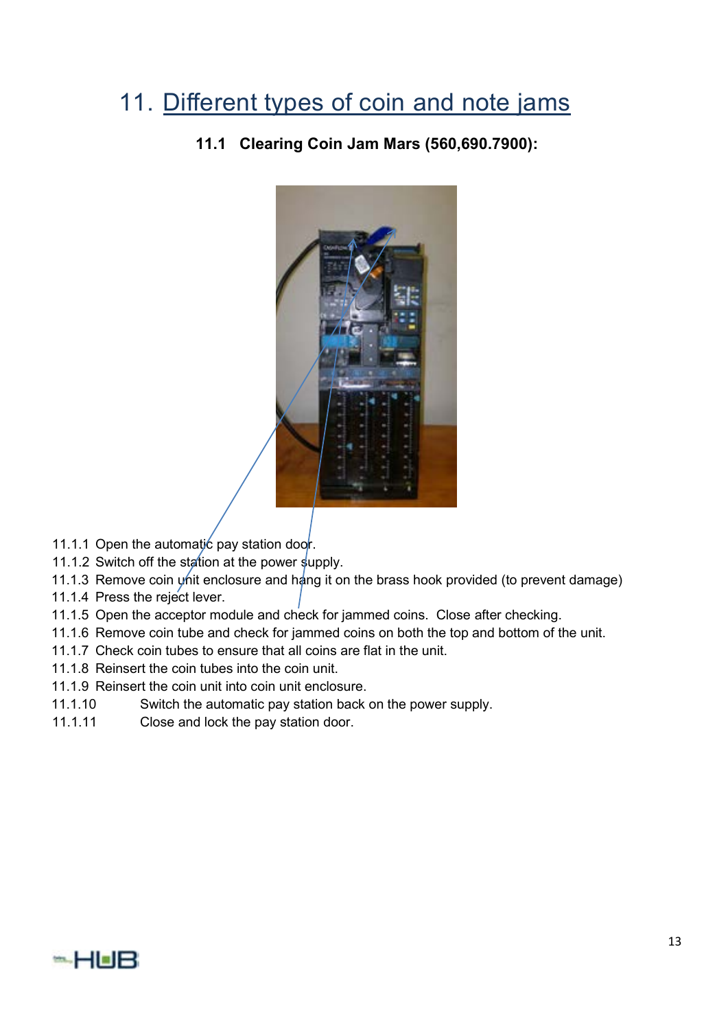# 11. Different types of coin and note jams

### 11.1 Clearing Coin Jam Mars (560,690.7900):

11.1.1 Open the automatic pay station door.
11.1.2 Switch off the station at the power supply.
11.1.3 Remove coin unit enclosure and hang it on the brass hook provided (to prevent damage)
11.1.4 Press the reject lever.
11.1.5 Open the acceptor module and check for jammed coins. Close after checking.
11.1.6 Remove coin tube and check for jammed coins on both the top and bottom of the unit.
11.1.7 Check coin tubes to ensure that all coins are flat in the unit.
11.1.8 Reinsert the coin tubes into the coin unit.
11.1.9 Reinsert the coin unit into coin unit enclosure.
11.1.10 Switch the automatic pay station back on the power supply.
11.1.11 Close and lock the pay station door.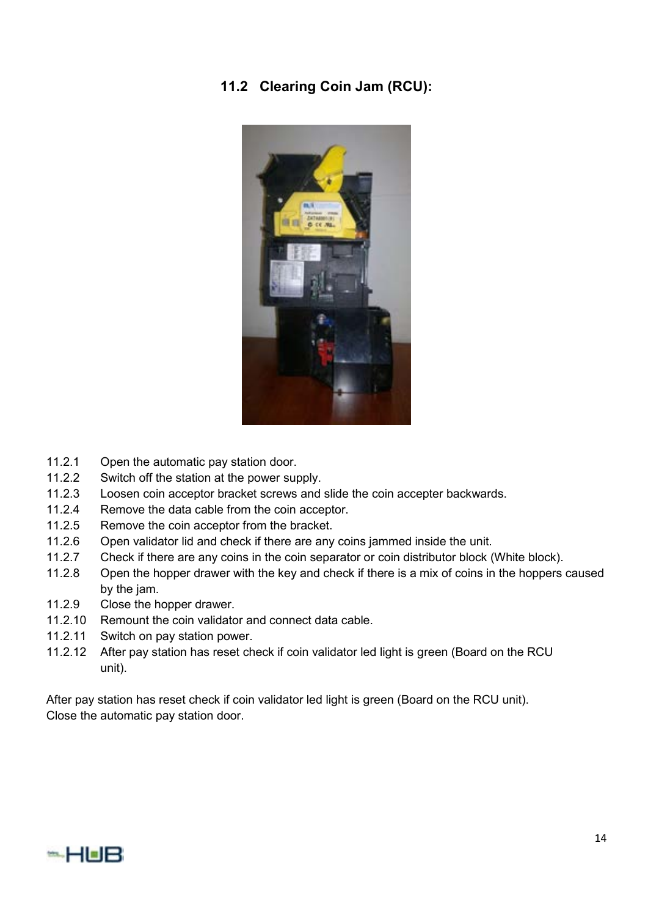## 11.2 Clearing Coin Jam (RCU):

11.2.1 Open the automatic pay station door.
11.2.2 Switch off the station at the power supply.
11.2.3 Loosen coin acceptor bracket screws and slide the coin accepter backwards.
11.2.4 Remove the data cable from the coin acceptor.
11.2.5 Remove the coin acceptor from the bracket.
11.2.6 Open validator lid and check if there are any coins jammed inside the unit.
11.2.7 Check if there are any coins in the coin separator or coin distributor block (White block).
11.2.8 Open the hopper drawer with the key and check if there is a mix of coins in the hoppers caused by the jam.
11.2.9 Close the hopper drawer.
11.2.10 Remount the coin validator and connect data cable.
11.2.11 Switch on pay station power.
11.2.12 After pay station has reset check if coin validator led light is green (Board on the RCU unit).

After pay station has reset check if coin validator led light is green (Board on the RCU unit).
Close the automatic pay station door.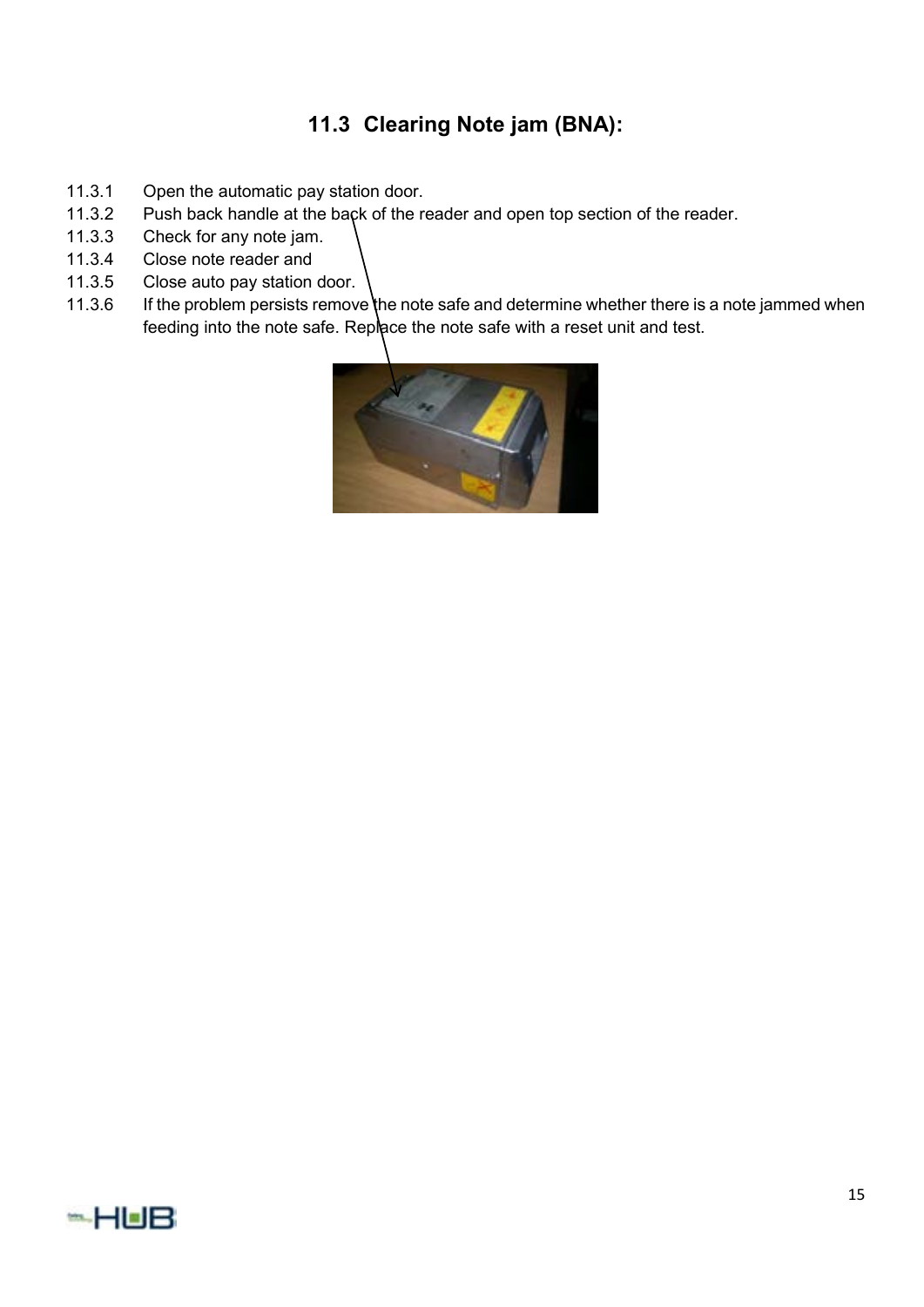## 11.3 Clearing Note jam (BNA):

11.3.1 Open the automatic pay station door.

11.3.2 Push back handle at the back of the reader and open top section of the reader.

11.3.3 Check for any note jam.

11.3.4 Close note reader and

11.3.5 Close auto pay station door.

11.3.6 If the problem persists remove the note safe and determine whether there is a note jammed when feeding into the note safe. Replace the note safe with a reset unit and test.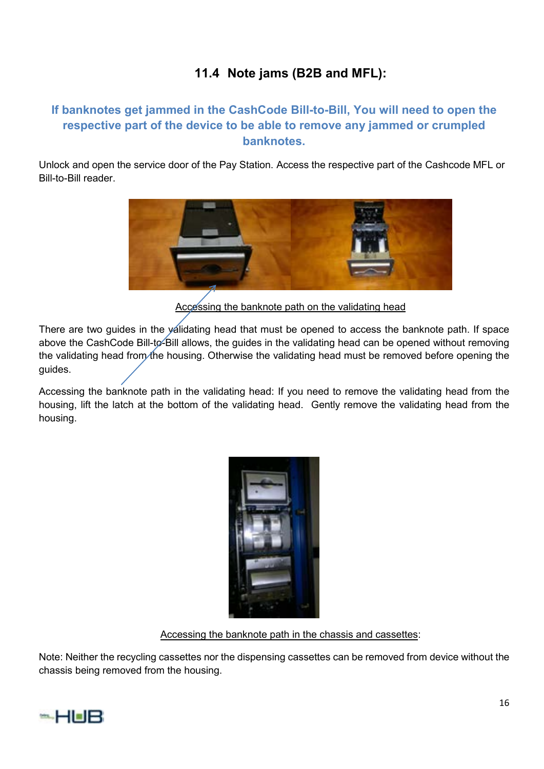## 11.4 Note jams (B2B and MFL):

**If banknotes get jammed in the CashCode Bill-to-Bill, You will need to open the respective part of the device to be able to remove any jammed or crumpled banknotes.**

Unlock and open the service door of the Pay Station. Access the respective part of the Cashcode MFL or Bill-to-Bill reader.

Accessing the banknote path on the validating head

There are two guides in the validating head that must be opened to access the banknote path. If space above the CashCode Bill-to-Bill allows, the guides in the validating head can be opened without removing the validating head from the housing. Otherwise the validating head must be removed before opening the guides.

Accessing the banknote path in the validating head: If you need to remove the validating head from the housing, lift the latch at the bottom of the validating head. Gently remove the validating head from the housing.

Accessing the banknote path in the chassis and cassettes:

Note: Neither the recycling cassettes nor the dispensing cassettes can be removed from device without the chassis being removed from the housing.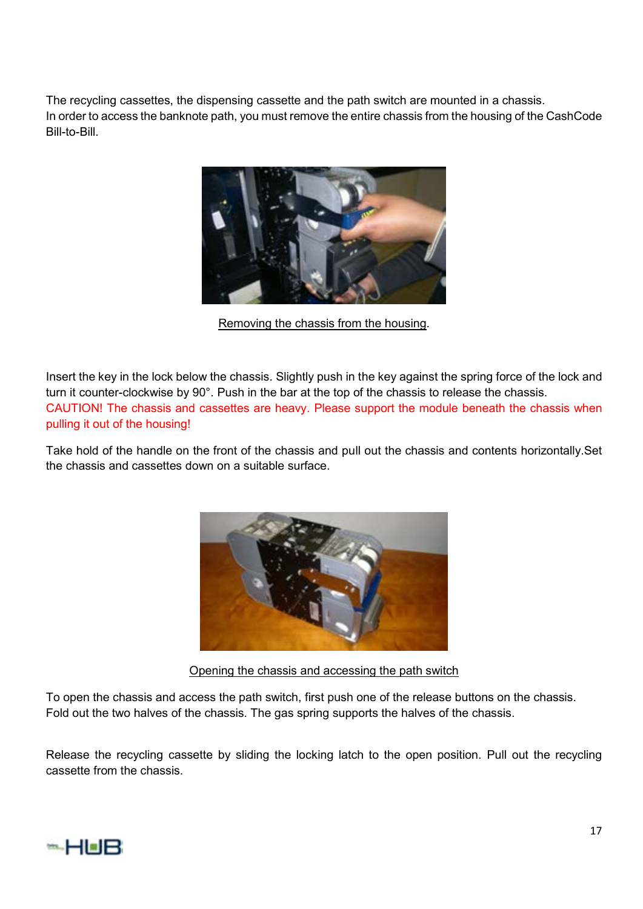The recycling cassettes, the dispensing cassette and the path switch are mounted in a chassis.
In order to access the banknote path, you must remove the entire chassis from the housing of the CashCode Bill-to-Bill.

Removing the chassis from the housing.

Insert the key in the lock below the chassis. Slightly push in the key against the spring force of the lock and turn it counter-clockwise by 90°. Push in the bar at the top of the chassis to release the chassis.
CAUTION! The chassis and cassettes are heavy. Please support the module beneath the chassis when pulling it out of the housing!

Take hold of the handle on the front of the chassis and pull out the chassis and contents horizontally.Set the chassis and cassettes down on a suitable surface.

Opening the chassis and accessing the path switch

To open the chassis and access the path switch, first push one of the release buttons on the chassis.
Fold out the two halves of the chassis. The gas spring supports the halves of the chassis.

Release the recycling cassette by sliding the locking latch to the open position. Pull out the recycling cassette from the chassis.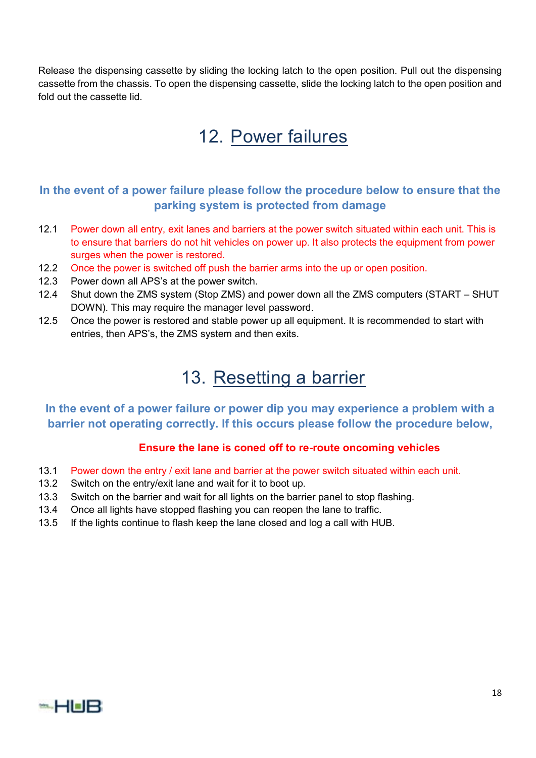Release the dispensing cassette by sliding the locking latch to the open position. Pull out the dispensing cassette from the chassis. To open the dispensing cassette, slide the locking latch to the open position and fold out the cassette lid.

# 12. Power failures

### In the event of a power failure please follow the procedure below to ensure that the parking system is protected from damage

12.1 Power down all entry, exit lanes and barriers at the power switch situated within each unit. This is to ensure that barriers do not hit vehicles on power up. It also protects the equipment from power surges when the power is restored.

12.2 Once the power is switched off push the barrier arms into the up or open position.

12.3 Power down all APS's at the power switch.

12.4 Shut down the ZMS system (Stop ZMS) and power down all the ZMS computers (START – SHUT DOWN). This may require the manager level password.

12.5 Once the power is restored and stable power up all equipment. It is recommended to start with entries, then APS's, the ZMS system and then exits.

# 13. Resetting a barrier

### In the event of a power failure or power dip you may experience a problem with a barrier not operating correctly. If this occurs please follow the procedure below,

**Ensure the lane is coned off to re-route oncoming vehicles**

13.1 Power down the entry / exit lane and barrier at the power switch situated within each unit.

13.2 Switch on the entry/exit lane and wait for it to boot up.

13.3 Switch on the barrier and wait for all lights on the barrier panel to stop flashing.

13.4 Once all lights have stopped flashing you can reopen the lane to traffic.

13.5 If the lights continue to flash keep the lane closed and log a call with HUB.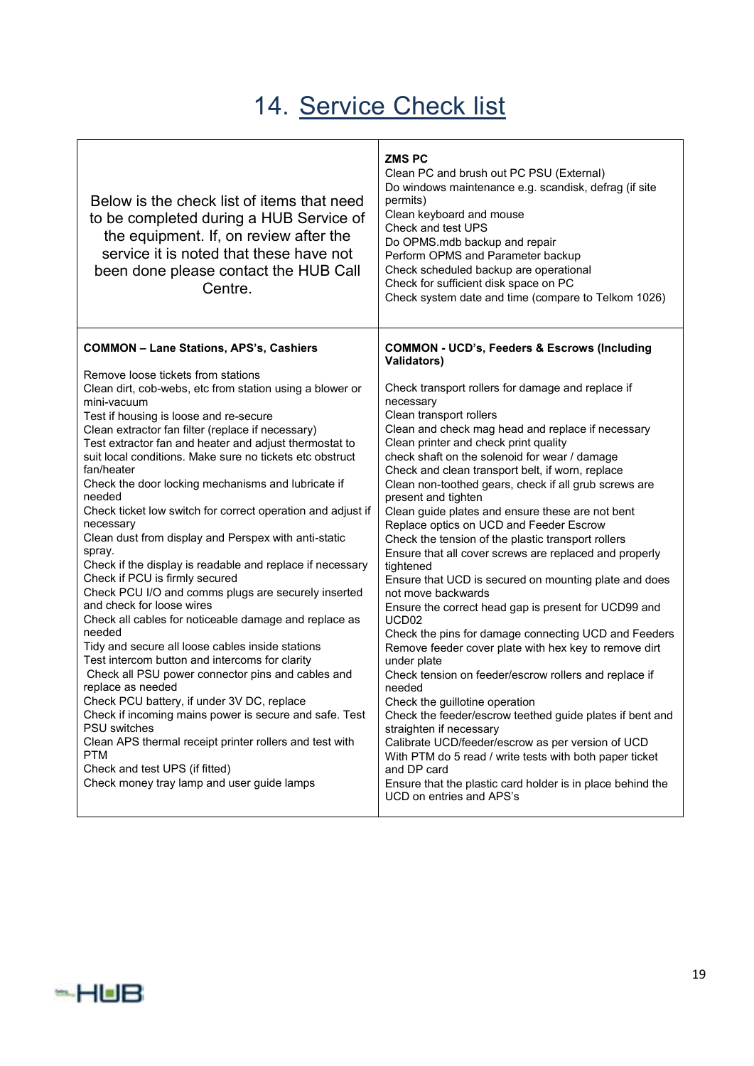# 14. Service Check list

| Below is the check list of items that need to be completed during a HUB Service of the equipment. If, on review after the service it is noted that these have not been done please contact the HUB Call Centre. | **ZMS PC**<br>Clean PC and brush out PC PSU (External)<br>Do windows maintenance e.g. scandisk, defrag (if site permits)<br>Clean keyboard and mouse<br>Check and test UPS<br>Do OPMS.mdb backup and repair<br>Perform OPMS and Parameter backup<br>Check scheduled backup are operational<br>Check for sufficient disk space on PC<br>Check system date and time (compare to Telkom 1026) |
|---|---|
| **COMMON – Lane Stations, APS's, Cashiers**<br><br>Remove loose tickets from stations<br>Clean dirt, cob-webs, etc from station using a blower or mini-vacuum<br>Test if housing is loose and re-secure<br>Clean extractor fan filter (replace if necessary)<br>Test extractor fan and heater and adjust thermostat to suit local conditions. Make sure no tickets etc obstruct fan/heater<br>Check the door locking mechanisms and lubricate if needed<br>Check ticket low switch for correct operation and adjust if necessary<br>Clean dust from display and Perspex with anti-static spray.<br>Check if the display is readable and replace if necessary<br>Check if PCU is firmly secured<br>Check PCU I/O and comms plugs are securely inserted and check for loose wires<br>Check all cables for noticeable damage and replace as needed<br>Tidy and secure all loose cables inside stations<br>Test intercom button and intercoms for clarity<br>Check all PSU power connector pins and cables and replace as needed<br>Check PCU battery, if under 3V DC, replace<br>Check if incoming mains power is secure and safe. Test PSU switches<br>Clean APS thermal receipt printer rollers and test with PTM<br>Check and test UPS (if fitted)<br>Check money tray lamp and user guide lamps | **COMMON - UCD's, Feeders & Escrows (Including Validators)**<br><br>Check transport rollers for damage and replace if necessary<br>Clean transport rollers<br>Clean and check mag head and replace if necessary<br>Clean printer and check print quality<br>check shaft on the solenoid for wear / damage<br>Check and clean transport belt, if worn, replace<br>Clean non-toothed gears, check if all grub screws are present and tighten<br>Clean guide plates and ensure these are not bent<br>Replace optics on UCD and Feeder Escrow<br>Check the tension of the plastic transport rollers<br>Ensure that all cover screws are replaced and properly tightened<br>Ensure that UCD is secured on mounting plate and does not move backwards<br>Ensure the correct head gap is present for UCD99 and UCD02<br>Check the pins for damage connecting UCD and Feeders<br>Remove feeder cover plate with hex key to remove dirt under plate<br>Check tension on feeder/escrow rollers and replace if needed<br>Check the guillotine operation<br>Check the feeder/escrow teethed guide plates if bent and straighten if necessary<br>Calibrate UCD/feeder/escrow as per version of UCD<br>With PTM do 5 read / write tests with both paper ticket and DP card<br>Ensure that the plastic card holder is in place behind the UCD on entries and APS's |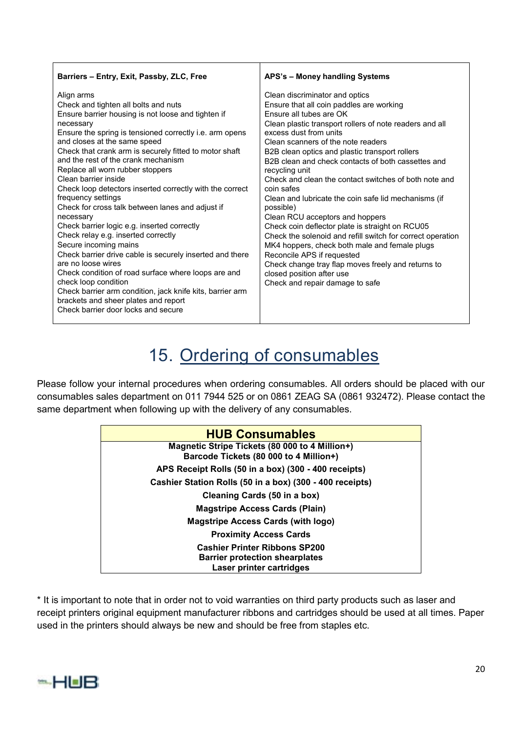| **Barriers – Entry, Exit, Passby, ZLC, Free** | **APS's – Money handling Systems** |
|---|---|
| Align arms<br>Check and tighten all bolts and nuts<br>Ensure barrier housing is not loose and tighten if necessary<br>Ensure the spring is tensioned correctly i.e. arm opens and closes at the same speed<br>Check that crank arm is securely fitted to motor shaft and the rest of the crank mechanism<br>Replace all worn rubber stoppers<br>Clean barrier inside<br>Check loop detectors inserted correctly with the correct frequency settings<br>Check for cross talk between lanes and adjust if necessary<br>Check barrier logic e.g. inserted correctly<br>Check relay e.g. inserted correctly<br>Secure incoming mains<br>Check barrier drive cable is securely inserted and there are no loose wires<br>Check condition of road surface where loops are and check loop condition<br>Check barrier arm condition, jack knife kits, barrier arm brackets and sheer plates and report<br>Check barrier door locks and secure | Clean discriminator and optics<br>Ensure that all coin paddles are working<br>Ensure all tubes are OK<br>Clean plastic transport rollers of note readers and all excess dust from units<br>Clean scanners of the note readers<br>B2B clean optics and plastic transport rollers<br>B2B clean and check contacts of both cassettes and recycling unit<br>Check and clean the contact switches of both note and coin safes<br>Clean and lubricate the coin safe lid mechanisms (if possible)<br>Clean RCU acceptors and hoppers<br>Check coin deflector plate is straight on RCU05<br>Check the solenoid and refill switch for correct operation<br>MK4 hoppers, check both male and female plugs<br>Reconcile APS if requested<br>Check change tray flap moves freely and returns to closed position after use<br>Check and repair damage to safe |

# 15. Ordering of consumables

Please follow your internal procedures when ordering consumables. All orders should be placed with our consumables sales department on 011 7944 525 or on 0861 ZEAG SA (0861 932472). Please contact the same department when following up with the delivery of any consumables.

| **HUB Consumables** |
|---|
| **Magnetic Stripe Tickets (80 000 to 4 Million+)**<br>**Barcode Tickets (80 000 to 4 Million+)** |
| **APS Receipt Rolls (50 in a box) (300 - 400 receipts)** |
| **Cashier Station Rolls (50 in a box) (300 - 400 receipts)** |
| **Cleaning Cards (50 in a box)** |
| **Magstripe Access Cards (Plain)** |
| **Magstripe Access Cards (with logo)** |
| **Proximity Access Cards** |
| **Cashier Printer Ribbons SP200**<br>**Barrier protection shearplates**<br>**Laser printer cartridges** |

* It is important to note that in order not to void warranties on third party products such as laser and receipt printers original equipment manufacturer ribbons and cartridges should be used at all times. Paper used in the printers should always be new and should be free from staples etc.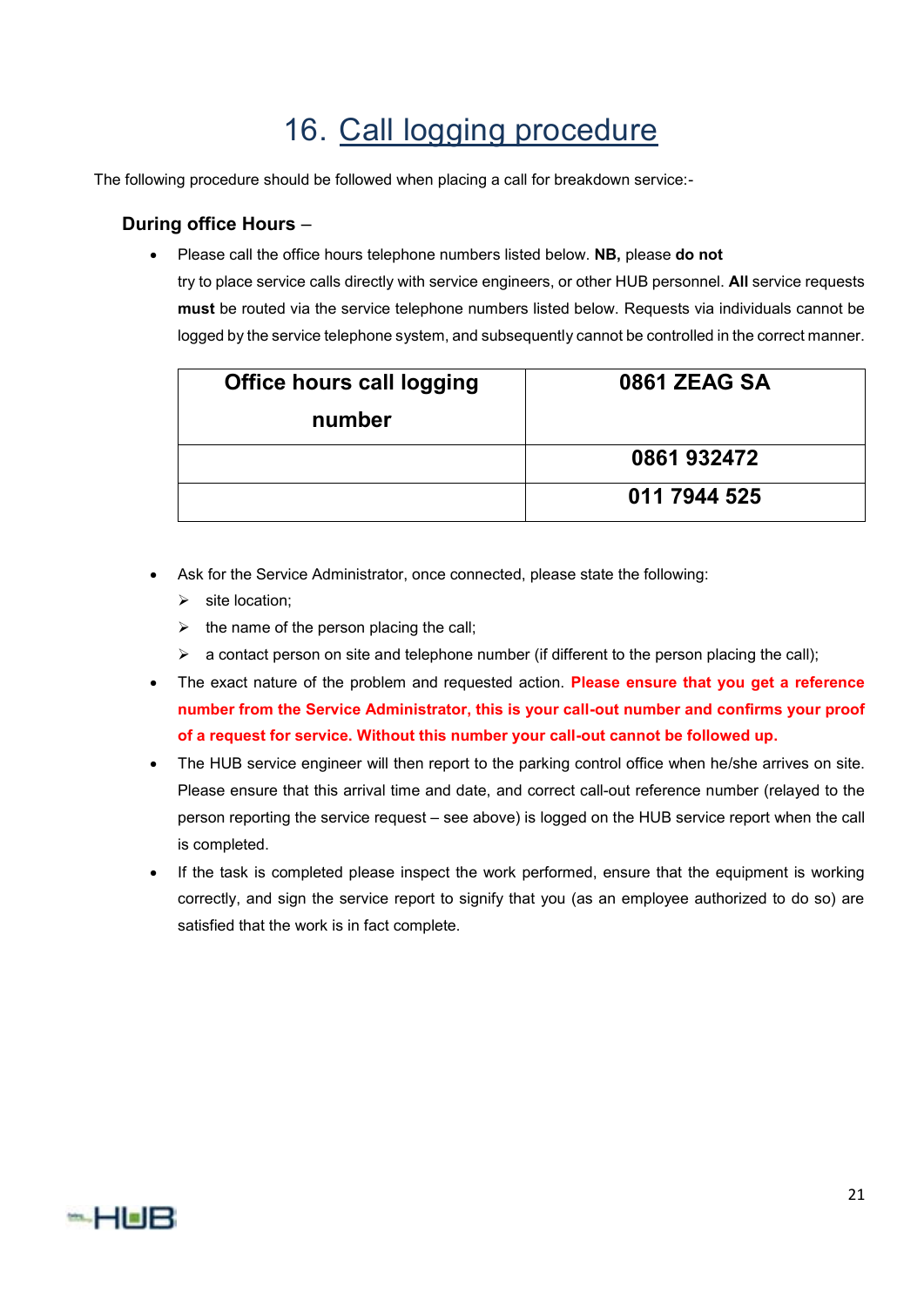# 16. Call logging procedure

The following procedure should be followed when placing a call for breakdown service:-

### During office Hours –

- Please call the office hours telephone numbers listed below. **NB,** please **do not** try to place service calls directly with service engineers, or other HUB personnel. **All** service requests **must** be routed via the service telephone numbers listed below. Requests via individuals cannot be logged by the service telephone system, and subsequently cannot be controlled in the correct manner.

| Office hours call logging number | 0861 ZEAG SA |
|---|---|
| | 0861 932472 |
| | 011 7944 525 |

- Ask for the Service Administrator, once connected, please state the following:
  - site location;
  - the name of the person placing the call;
  - a contact person on site and telephone number (if different to the person placing the call);
- The exact nature of the problem and requested action. **Please ensure that you get a reference number from the Service Administrator, this is your call-out number and confirms your proof of a request for service. Without this number your call-out cannot be followed up.**
- The HUB service engineer will then report to the parking control office when he/she arrives on site. Please ensure that this arrival time and date, and correct call-out reference number (relayed to the person reporting the service request – see above) is logged on the HUB service report when the call is completed.
- If the task is completed please inspect the work performed, ensure that the equipment is working correctly, and sign the service report to signify that you (as an employee authorized to do so) are satisfied that the work is in fact complete.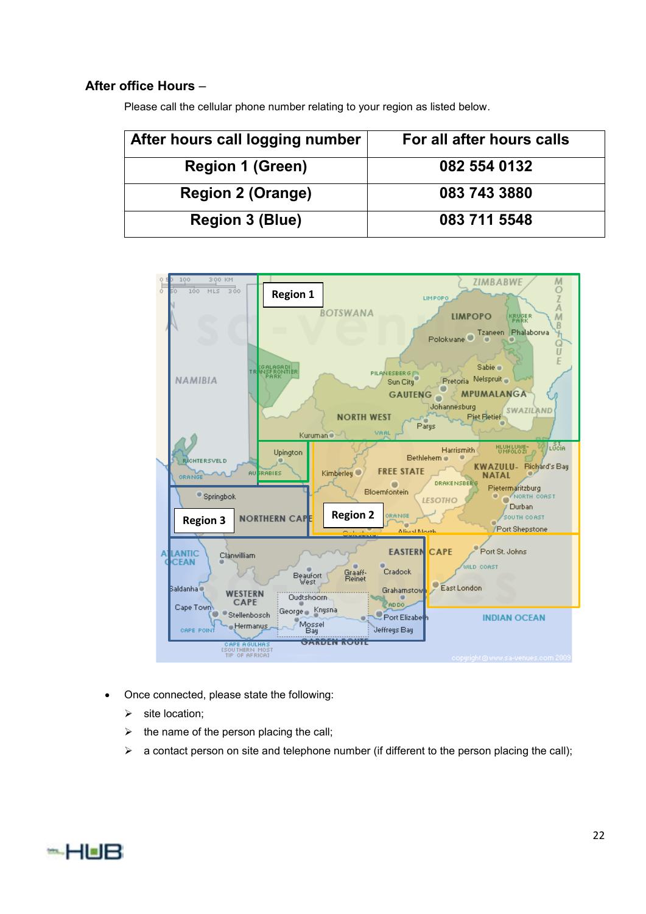**After office Hours** –

Please call the cellular phone number relating to your region as listed below.

| After hours call logging number | For all after hours calls |
|---|---|
| Region 1 (Green) | 082 554 0132 |
| Region 2 (Orange) | 083 743 3880 |
| Region 3 (Blue) | 083 711 5548 |

- Once connected, please state the following:
  - site location;
  - the name of the person placing the call;
  - a contact person on site and telephone number (if different to the person placing the call);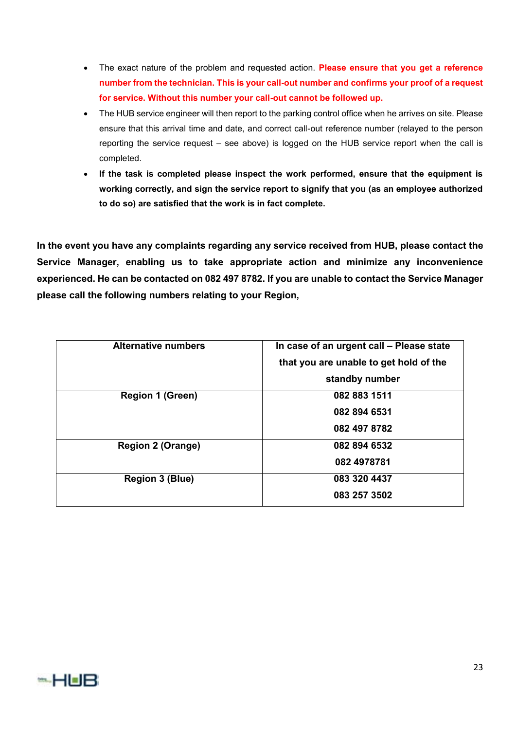- The exact nature of the problem and requested action. **Please ensure that you get a reference number from the technician. This is your call-out number and confirms your proof of a request for service. Without this number your call-out cannot be followed up.**
- The HUB service engineer will then report to the parking control office when he arrives on site. Please ensure that this arrival time and date, and correct call-out reference number (relayed to the person reporting the service request – see above) is logged on the HUB service report when the call is completed.
- **If the task is completed please inspect the work performed, ensure that the equipment is working correctly, and sign the service report to signify that you (as an employee authorized to do so) are satisfied that the work is in fact complete.**

**In the event you have any complaints regarding any service received from HUB, please contact the Service Manager, enabling us to take appropriate action and minimize any inconvenience experienced. He can be contacted on 082 497 8782. If you are unable to contact the Service Manager please call the following numbers relating to your Region,**

| Alternative numbers | In case of an urgent call – Please state that you are unable to get hold of the standby number |
|---|---|
| Region 1 (Green) | 082 883 1511<br>082 894 6531<br>082 497 8782 |
| Region 2 (Orange) | 082 894 6532<br>082 4978781 |
| Region 3 (Blue) | 083 320 4437<br>083 257 3502 |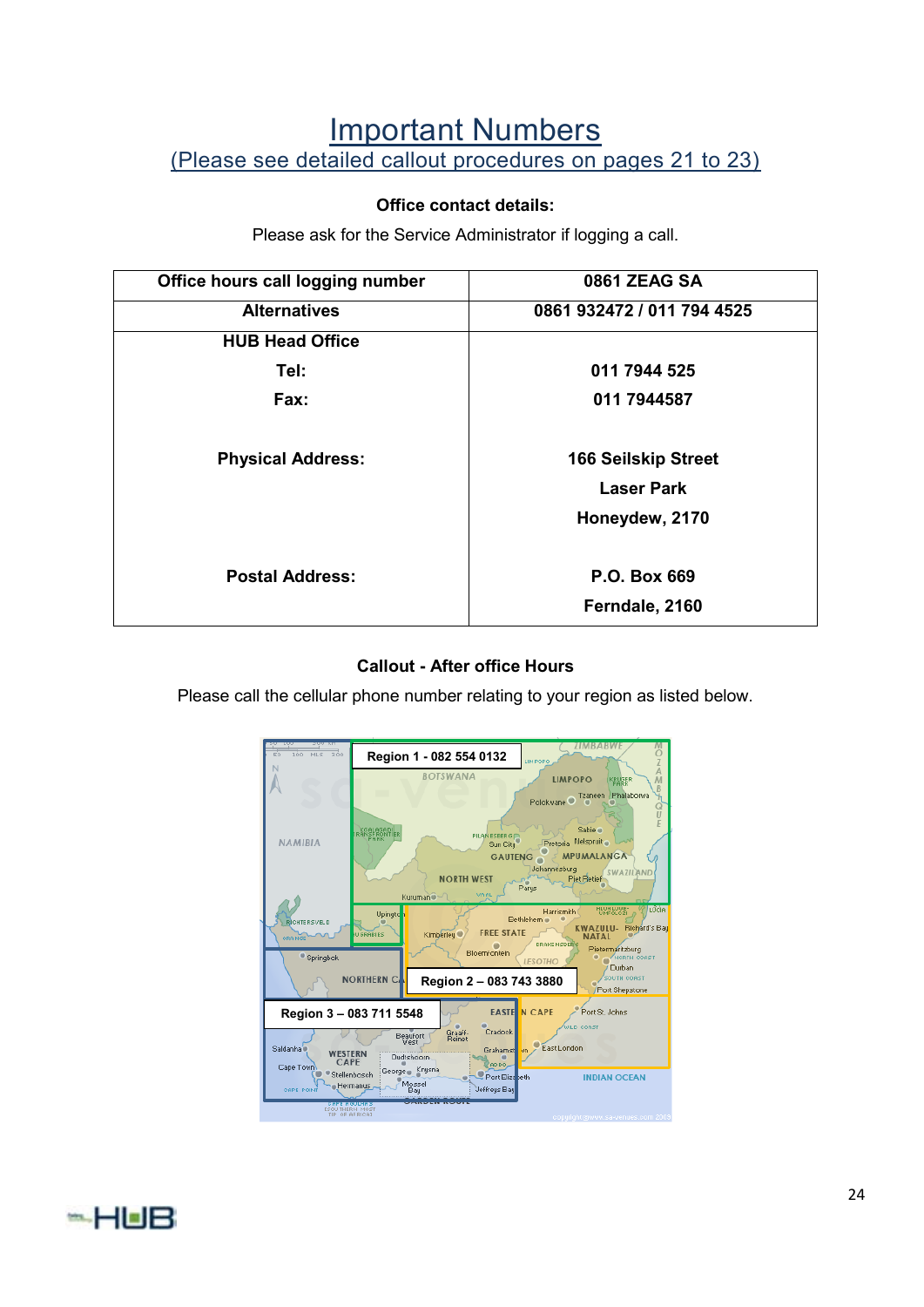# Important Numbers

(Please see detailed callout procedures on pages 21 to 23)

**Office contact details:**

Please ask for the Service Administrator if logging a call.

| | |
|---|---|
| **Office hours call logging number** | **0861 ZEAG SA** |
| **Alternatives** | **0861 932472 / 011 794 4525** |
| **HUB Head Office** | |
| **Tel:** | **011 7944 525** |
| **Fax:** | **011 7944587** |
| **Physical Address:** | **166 Seilskip Street**<br>**Laser Park**<br>**Honeydew, 2170** |
| **Postal Address:** | **P.O. Box 669**<br>**Ferndale, 2160** |

**Callout - After office Hours**

Please call the cellular phone number relating to your region as listed below.

Region 1 - 082 554 0132

Region 2 – 083 743 3880

Region 3 – 083 711 5548